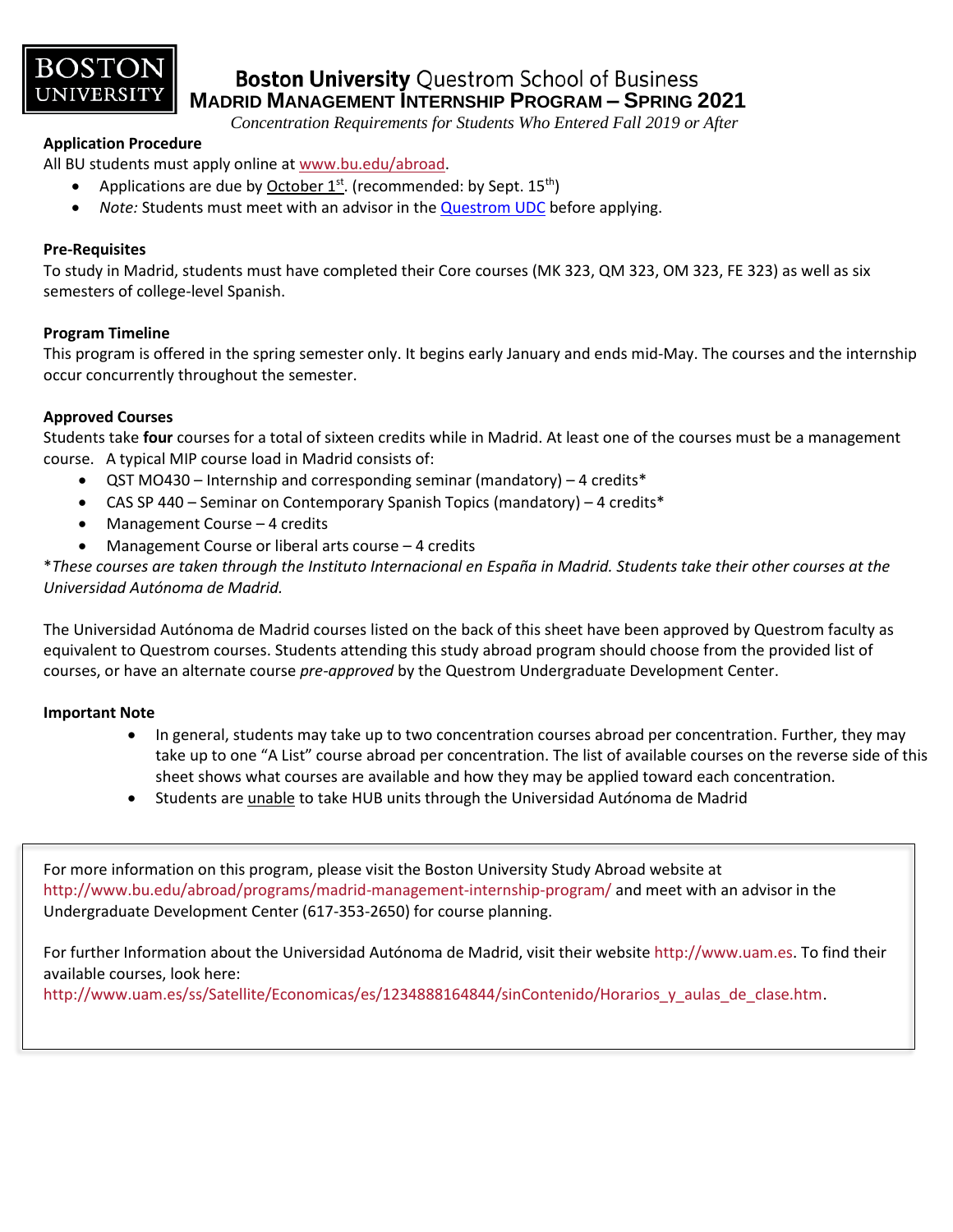BOSTON UNIVERSITY

# Boston University Questrom School of Business
## MADRID MANAGEMENT INTERNSHIP PROGRAM – SPRING 2021

*Concentration Requirements for Students Who Entered Fall 2019 or After*

**Application Procedure**

All BU students must apply online at www.bu.edu/abroad.

- Applications are due by October 1st. (recommended: by Sept. 15th)
- *Note:* Students must meet with an advisor in the Questrom UDC before applying.

**Pre-Requisites**

To study in Madrid, students must have completed their Core courses (MK 323, QM 323, OM 323, FE 323) as well as six semesters of college-level Spanish.

**Program Timeline**

This program is offered in the spring semester only. It begins early January and ends mid-May. The courses and the internship occur concurrently throughout the semester.

**Approved Courses**

Students take **four** courses for a total of sixteen credits while in Madrid. At least one of the courses must be a management course. A typical MIP course load in Madrid consists of:

- QST MO430 – Internship and corresponding seminar (mandatory) – 4 credits*
- CAS SP 440 – Seminar on Contemporary Spanish Topics (mandatory) – 4 credits*
- Management Course – 4 credits
- Management Course or liberal arts course – 4 credits

**These courses are taken through the Instituto Internacional en España in Madrid. Students take their other courses at the Universidad Autónoma de Madrid.*

The Universidad Autónoma de Madrid courses listed on the back of this sheet have been approved by Questrom faculty as equivalent to Questrom courses. Students attending this study abroad program should choose from the provided list of courses, or have an alternate course *pre-approved* by the Questrom Undergraduate Development Center.

**Important Note**

- In general, students may take up to two concentration courses abroad per concentration. Further, they may take up to one "A List" course abroad per concentration. The list of available courses on the reverse side of this sheet shows what courses are available and how they may be applied toward each concentration.
- Students are unable to take HUB units through the Universidad Autónoma de Madrid

For more information on this program, please visit the Boston University Study Abroad website at http://www.bu.edu/abroad/programs/madrid-management-internship-program/ and meet with an advisor in the Undergraduate Development Center (617-353-2650) for course planning.

For further Information about the Universidad Autónoma de Madrid, visit their website http://www.uam.es. To find their available courses, look here: http://www.uam.es/ss/Satellite/Economicas/es/1234888164844/sinContenido/Horarios_y_aulas_de_clase.htm.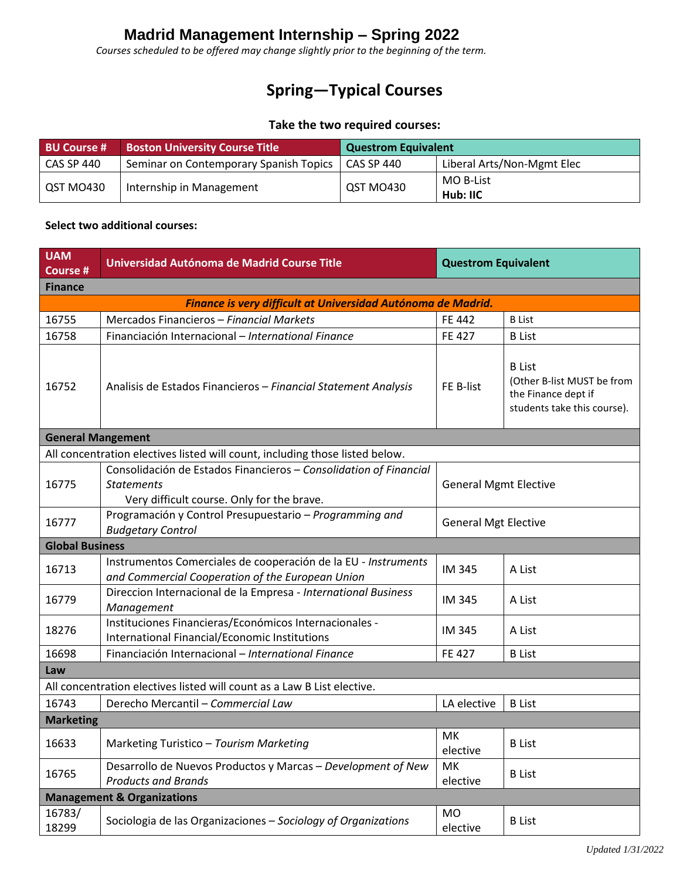# Madrid Management Internship – Spring 2022

*Courses scheduled to be offered may change slightly prior to the beginning of the term.*

## Spring—Typical Courses

**Take the two required courses:**

| BU Course # | Boston University Course Title | Questrom Equivalent | |
|---|---|---|---|
| CAS SP 440 | Seminar on Contemporary Spanish Topics | CAS SP 440 | Liberal Arts/Non-Mgmt Elec |
| QST MO430 | Internship in Management | QST MO430 | MO B-List<br>**Hub: IIC** |

**Select two additional courses:**

| UAM Course # | Universidad Autónoma de Madrid Course Title | Questrom Equivalent | |
|---|---|---|---|
| **Finance** | | | |
| ***Finance is very difficult at Universidad Autónoma de Madrid.*** | | | |
| 16755 | Mercados Financieros – *Financial Markets* | FE 442 | B List |
| 16758 | Financiación Internacional – *International Finance* | FE 427 | B List |
| 16752 | Analisis de Estados Financieros – *Financial Statement Analysis* | FE B-list | B List<br>(Other B-list MUST be from the Finance dept if students take this course). |
| **General Mangement** | | | |
| All concentration electives listed will count, including those listed below. | | | |
| 16775 | Consolidación de Estados Financieros – *Consolidation of Financial Statements*<br>Very difficult course. Only for the brave. | General Mgmt Elective | |
| 16777 | Programación y Control Presupuestario – *Programming and Budgetary Control* | General Mgt Elective | |
| **Global Business** | | | |
| 16713 | Instrumentos Comerciales de cooperación de la EU - *Instruments and Commercial Cooperation of the European Union* | IM 345 | A List |
| 16779 | Direccion Internacional de la Empresa - *International Business Management* | IM 345 | A List |
| 18276 | Instituciones Financieras/Económicos Internacionales - International Financial/Economic Institutions | IM 345 | A List |
| 16698 | Financiación Internacional – *International Finance* | FE 427 | B List |
| **Law** | | | |
| All concentration electives listed will count as a Law B List elective. | | | |
| 16743 | Derecho Mercantil – *Commercial Law* | LA elective | B List |
| **Marketing** | | | |
| 16633 | Marketing Turistico – *Tourism Marketing* | MK elective | B List |
| 16765 | Desarrollo de Nuevos Productos y Marcas – *Development of New Products and Brands* | MK elective | B List |
| **Management & Organizations** | | | |
| 16783/ 18299 | Sociologia de las Organizaciones – *Sociology of Organizations* | MO elective | B List |

*Updated 1/31/2022*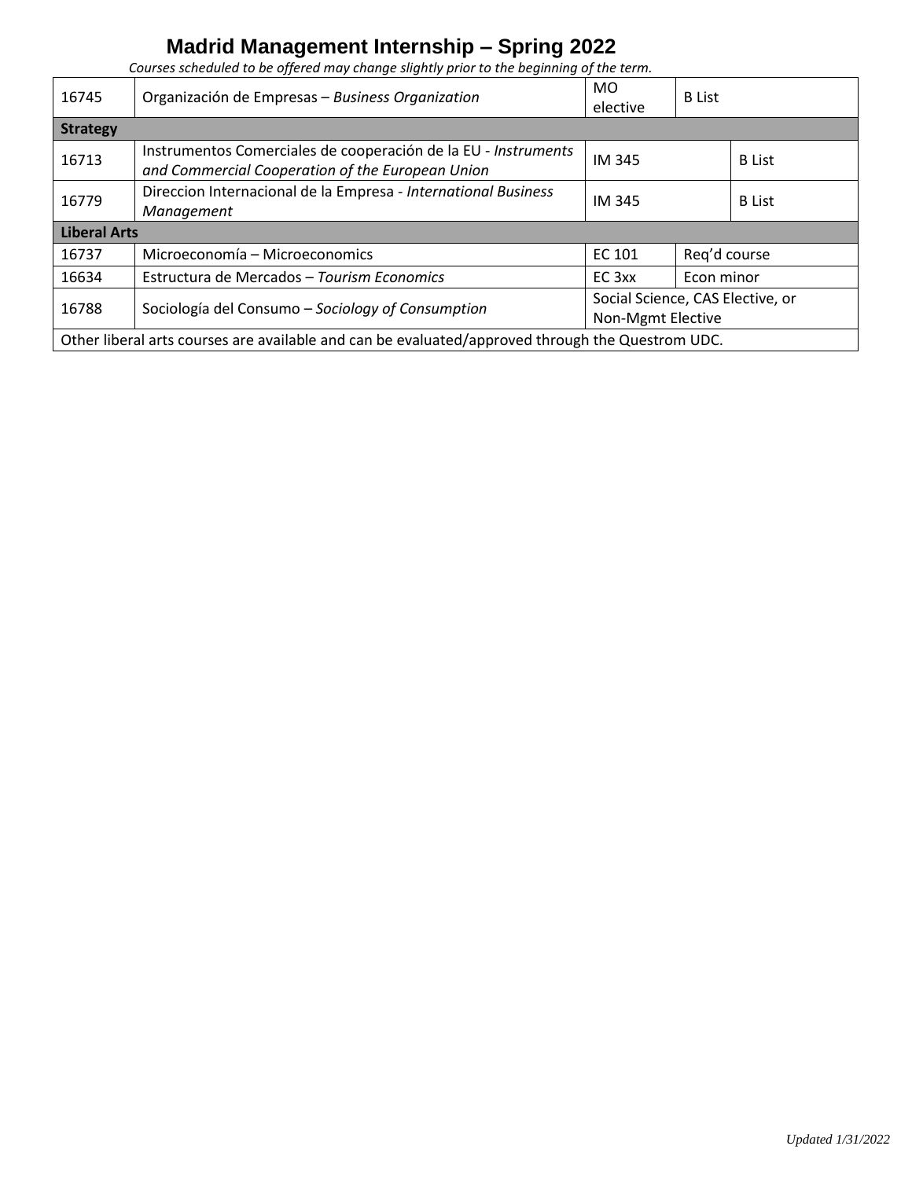# Madrid Management Internship – Spring 2022

*Courses scheduled to be offered may change slightly prior to the beginning of the term.*

| | | | | |
|---|---|---|---|---|
| 16745 | Organización de Empresas – *Business Organization* | MO elective | B List | |
| **Strategy** | | | | |
| 16713 | Instrumentos Comerciales de cooperación de la EU - *Instruments and Commercial Cooperation of the European Union* | IM 345 | | B List |
| 16779 | Direccion Internacional de la Empresa - *International Business Management* | IM 345 | | B List |
| **Liberal Arts** | | | | |
| 16737 | Microeconomía – Microeconomics | EC 101 | Req'd course | |
| 16634 | Estructura de Mercados – *Tourism Economics* | EC 3xx | Econ minor | |
| 16788 | Sociología del Consumo – *Sociology of Consumption* | Social Science, CAS Elective, or Non-Mgmt Elective | | |
| Other liberal arts courses are available and can be evaluated/approved through the Questrom UDC. | | | | |

*Updated 1/31/2022*